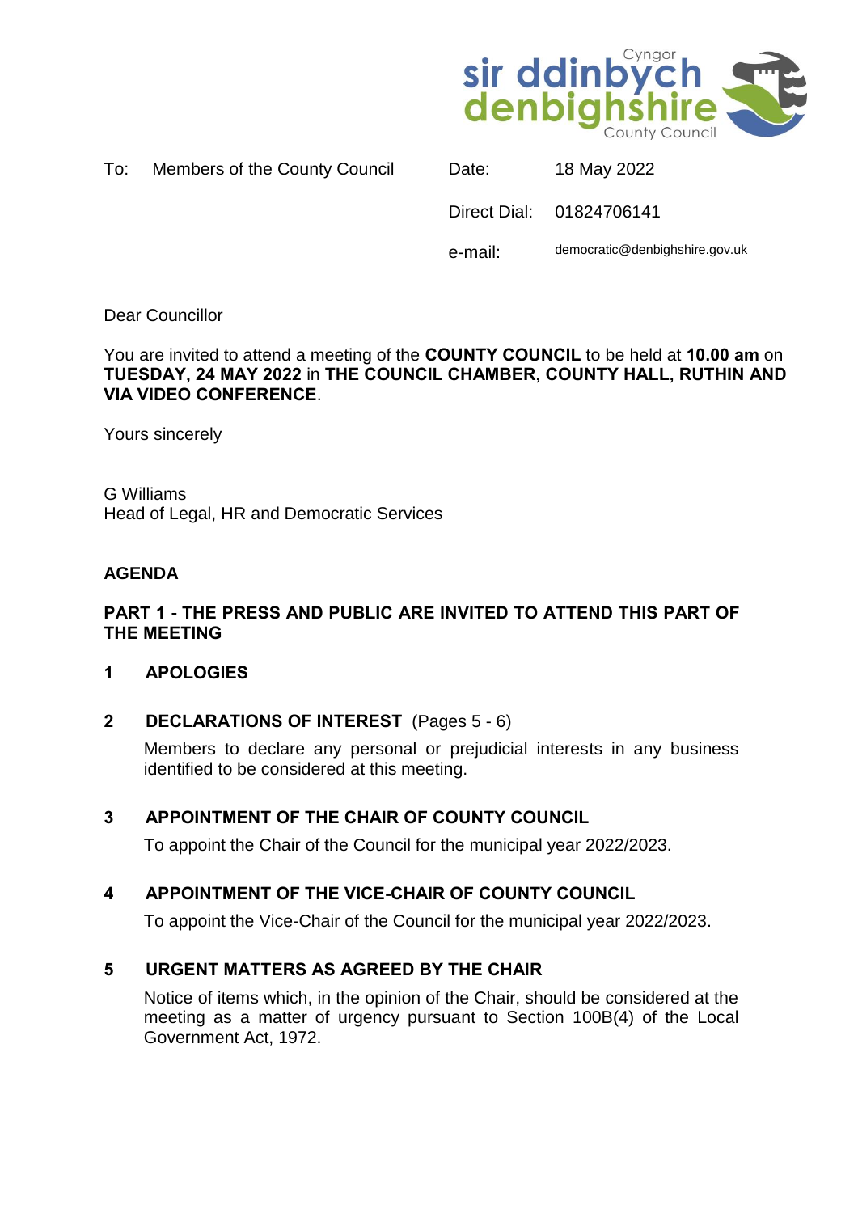Cyngor sir ddinbych denbighshire County Council

To: Members of the County Council

Date: 18 May 2022

Direct Dial: 01824706141

e-mail: democratic@denbighshire.gov.uk

Dear Councillor

You are invited to attend a meeting of the **COUNTY COUNCIL** to be held at **10.00 am** on **TUESDAY, 24 MAY 2022** in **THE COUNCIL CHAMBER, COUNTY HALL, RUTHIN AND VIA VIDEO CONFERENCE**.

Yours sincerely

G Williams
Head of Legal, HR and Democratic Services

**AGENDA**

**PART 1 - THE PRESS AND PUBLIC ARE INVITED TO ATTEND THIS PART OF THE MEETING**

**1 APOLOGIES**

**2 DECLARATIONS OF INTEREST** (Pages 5 - 6)

Members to declare any personal or prejudicial interests in any business identified to be considered at this meeting.

**3 APPOINTMENT OF THE CHAIR OF COUNTY COUNCIL**

To appoint the Chair of the Council for the municipal year 2022/2023.

**4 APPOINTMENT OF THE VICE-CHAIR OF COUNTY COUNCIL**

To appoint the Vice-Chair of the Council for the municipal year 2022/2023.

**5 URGENT MATTERS AS AGREED BY THE CHAIR**

Notice of items which, in the opinion of the Chair, should be considered at the meeting as a matter of urgency pursuant to Section 100B(4) of the Local Government Act, 1972.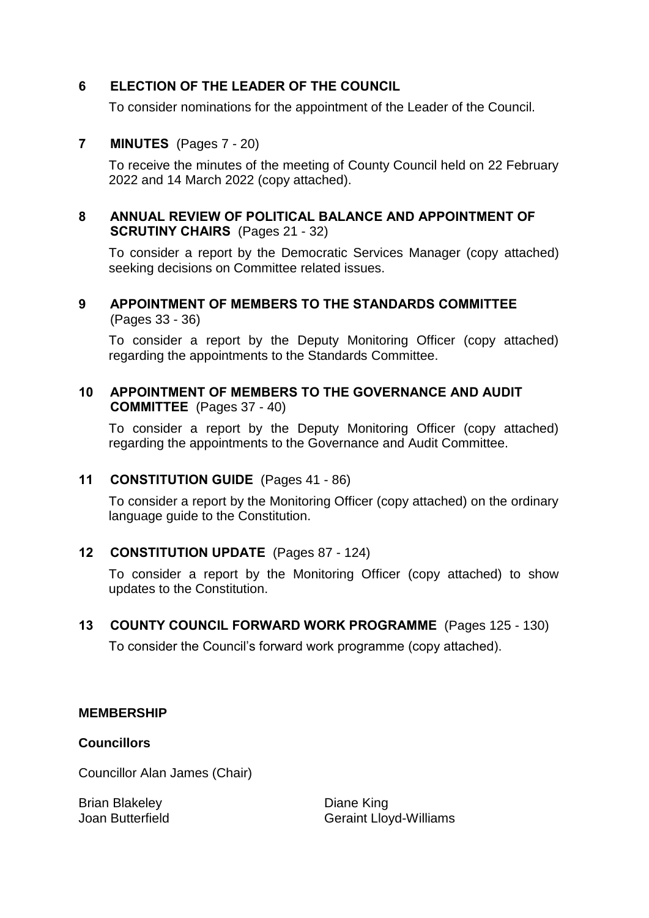**6 ELECTION OF THE LEADER OF THE COUNCIL**

To consider nominations for the appointment of the Leader of the Council.

**7 MINUTES** (Pages 7 - 20)

To receive the minutes of the meeting of County Council held on 22 February 2022 and 14 March 2022 (copy attached).

**8 ANNUAL REVIEW OF POLITICAL BALANCE AND APPOINTMENT OF SCRUTINY CHAIRS** (Pages 21 - 32)

To consider a report by the Democratic Services Manager (copy attached) seeking decisions on Committee related issues.

**9 APPOINTMENT OF MEMBERS TO THE STANDARDS COMMITTEE** (Pages 33 - 36)

To consider a report by the Deputy Monitoring Officer (copy attached) regarding the appointments to the Standards Committee.

**10 APPOINTMENT OF MEMBERS TO THE GOVERNANCE AND AUDIT COMMITTEE** (Pages 37 - 40)

To consider a report by the Deputy Monitoring Officer (copy attached) regarding the appointments to the Governance and Audit Committee.

**11 CONSTITUTION GUIDE** (Pages 41 - 86)

To consider a report by the Monitoring Officer (copy attached) on the ordinary language guide to the Constitution.

**12 CONSTITUTION UPDATE** (Pages 87 - 124)

To consider a report by the Monitoring Officer (copy attached) to show updates to the Constitution.

**13 COUNTY COUNCIL FORWARD WORK PROGRAMME** (Pages 125 - 130)

To consider the Council's forward work programme (copy attached).

**MEMBERSHIP**

**Councillors**

Councillor Alan James (Chair)

Brian Blakeley
Joan Butterfield
Diane King
Geraint Lloyd-Williams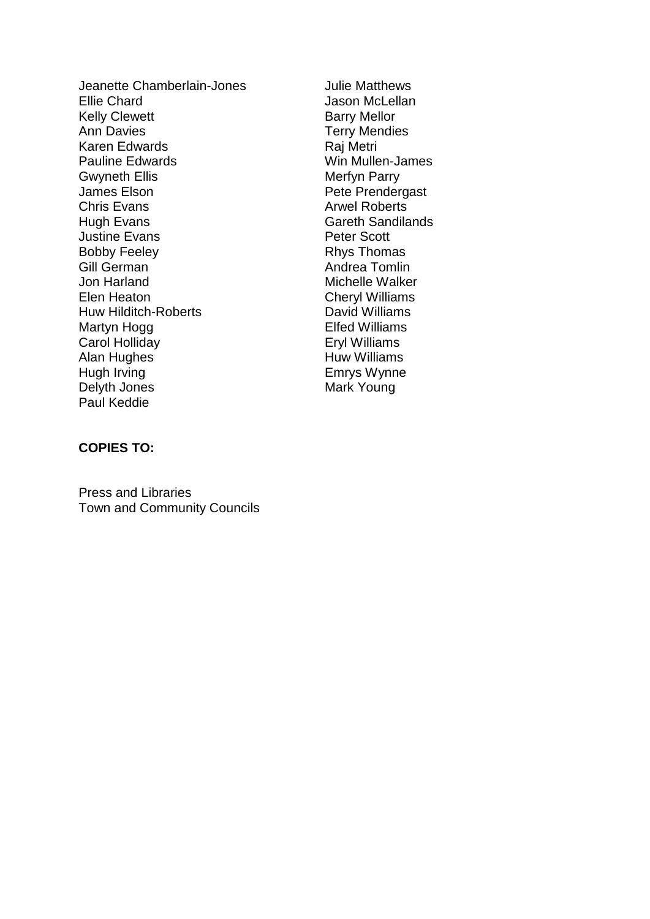Jeanette Chamberlain-Jones
Ellie Chard
Kelly Clewett
Ann Davies
Karen Edwards
Pauline Edwards
Gwyneth Ellis
James Elson
Chris Evans
Hugh Evans
Justine Evans
Bobby Feeley
Gill German
Jon Harland
Elen Heaton
Huw Hilditch-Roberts
Martyn Hogg
Carol Holliday
Alan Hughes
Hugh Irving
Delyth Jones
Paul Keddie
Julie Matthews
Jason McLellan
Barry Mellor
Terry Mendies
Raj Metri
Win Mullen-James
Merfyn Parry
Pete Prendergast
Arwel Roberts
Gareth Sandilands
Peter Scott
Rhys Thomas
Andrea Tomlin
Michelle Walker
Cheryl Williams
David Williams
Elfed Williams
Eryl Williams
Huw Williams
Emrys Wynne
Mark Young

**COPIES TO:**

Press and Libraries
Town and Community Councils